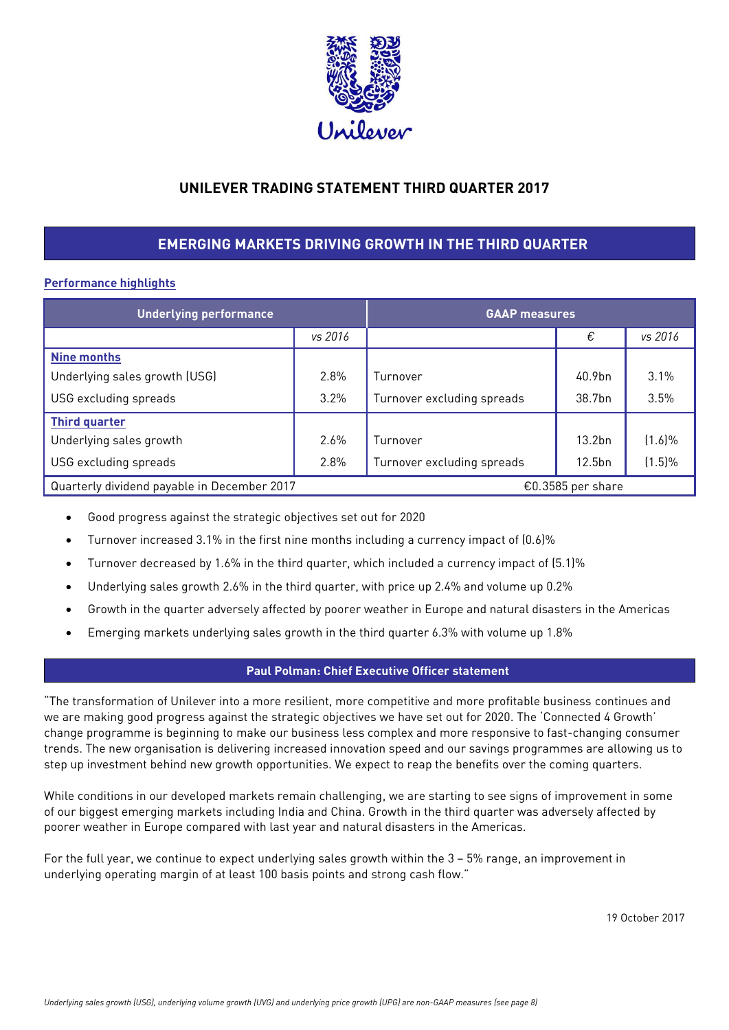# UNILEVER TRADING STATEMENT THIRD QUARTER 2017

## EMERGING MARKETS DRIVING GROWTH IN THE THIRD QUARTER

**Performance highlights**

| Underlying performance | | GAAP measures | | |
|---|---|---|---|---|
| | *vs 2016* | | € | *vs 2016* |
| **Nine months** | | | | |
| Underlying sales growth (USG) | 2.8% | Turnover | 40.9bn | 3.1% |
| USG excluding spreads | 3.2% | Turnover excluding spreads | 38.7bn | 3.5% |
| **Third quarter** | | | | |
| Underlying sales growth | 2.6% | Turnover | 13.2bn | (1.6)% |
| USG excluding spreads | 2.8% | Turnover excluding spreads | 12.5bn | (1.5)% |
| Quarterly dividend payable in December 2017 | | €0.3585 per share | | |

- Good progress against the strategic objectives set out for 2020
- Turnover increased 3.1% in the first nine months including a currency impact of (0.6)%
- Turnover decreased by 1.6% in the third quarter, which included a currency impact of (5.1)%
- Underlying sales growth 2.6% in the third quarter, with price up 2.4% and volume up 0.2%
- Growth in the quarter adversely affected by poorer weather in Europe and natural disasters in the Americas
- Emerging markets underlying sales growth in the third quarter 6.3% with volume up 1.8%

### Paul Polman: Chief Executive Officer statement

"The transformation of Unilever into a more resilient, more competitive and more profitable business continues and we are making good progress against the strategic objectives we have set out for 2020. The 'Connected 4 Growth' change programme is beginning to make our business less complex and more responsive to fast-changing consumer trends. The new organisation is delivering increased innovation speed and our savings programmes are allowing us to step up investment behind new growth opportunities. We expect to reap the benefits over the coming quarters.

While conditions in our developed markets remain challenging, we are starting to see signs of improvement in some of our biggest emerging markets including India and China. Growth in the third quarter was adversely affected by poorer weather in Europe compared with last year and natural disasters in the Americas.

For the full year, we continue to expect underlying sales growth within the 3 – 5% range, an improvement in underlying operating margin of at least 100 basis points and strong cash flow."

19 October 2017

*Underlying sales growth (USG), underlying volume growth (UVG) and underlying price growth (UPG) are non-GAAP measures (see page 8)*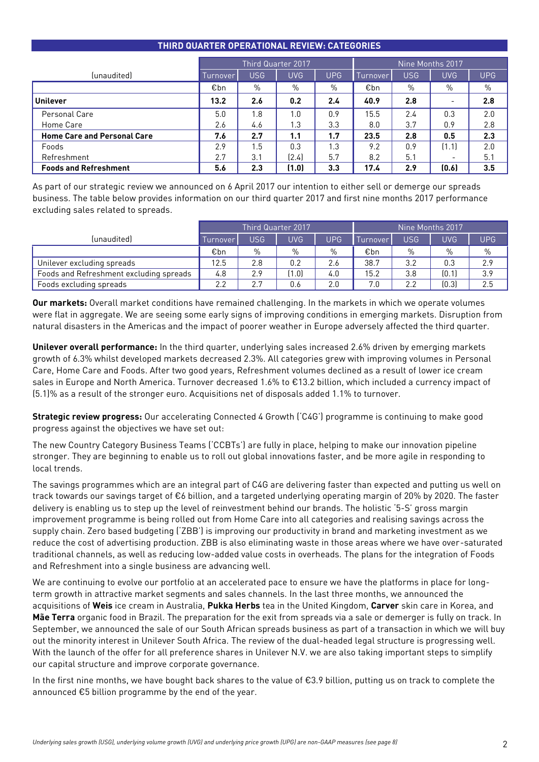## THIRD QUARTER OPERATIONAL REVIEW: CATEGORIES

| (unaudited) | Third Quarter 2017 | | | | Nine Months 2017 | | | |
|---|---|---|---|---|---|---|---|---|
| | Turnover | USG | UVG | UPG | Turnover | USG | UVG | UPG |
| | €bn | % | % | % | €bn | % | % | % |
| **Unilever** | **13.2** | **2.6** | **0.2** | **2.4** | **40.9** | **2.8** | **-** | **2.8** |
| Personal Care | 5.0 | 1.8 | 1.0 | 0.9 | 15.5 | 2.4 | 0.3 | 2.0 |
| Home Care | 2.6 | 4.6 | 1.3 | 3.3 | 8.0 | 3.7 | 0.9 | 2.8 |
| **Home Care and Personal Care** | **7.6** | **2.7** | **1.1** | **1.7** | **23.5** | **2.8** | **0.5** | **2.3** |
| Foods | 2.9 | 1.5 | 0.3 | 1.3 | 9.2 | 0.9 | (1.1) | 2.0 |
| Refreshment | 2.7 | 3.1 | (2.4) | 5.7 | 8.2 | 5.1 | - | 5.1 |
| **Foods and Refreshment** | **5.6** | **2.3** | **(1.0)** | **3.3** | **17.4** | **2.9** | **(0.6)** | **3.5** |

As part of our strategic review we announced on 6 April 2017 our intention to either sell or demerge our spreads business. The table below provides information on our third quarter 2017 and first nine months 2017 performance excluding sales related to spreads.

| (unaudited) | Third Quarter 2017 | | | | Nine Months 2017 | | | |
|---|---|---|---|---|---|---|---|---|
| | Turnover | USG | UVG | UPG | Turnover | USG | UVG | UPG |
| | €bn | % | % | % | €bn | % | % | % |
| Unilever excluding spreads | 12.5 | 2.8 | 0.2 | 2.6 | 38.7 | 3.2 | 0.3 | 2.9 |
| Foods and Refreshment excluding spreads | 4.8 | 2.9 | (1.0) | 4.0 | 15.2 | 3.8 | (0.1) | 3.9 |
| Foods excluding spreads | 2.2 | 2.7 | 0.6 | 2.0 | 7.0 | 2.2 | (0.3) | 2.5 |

**Our markets:** Overall market conditions have remained challenging. In the markets in which we operate volumes were flat in aggregate. We are seeing some early signs of improving conditions in emerging markets. Disruption from natural disasters in the Americas and the impact of poorer weather in Europe adversely affected the third quarter.

**Unilever overall performance:** In the third quarter, underlying sales increased 2.6% driven by emerging markets growth of 6.3% whilst developed markets decreased 2.3%. All categories grew with improving volumes in Personal Care, Home Care and Foods. After two good years, Refreshment volumes declined as a result of lower ice cream sales in Europe and North America. Turnover decreased 1.6% to €13.2 billion, which included a currency impact of (5.1)% as a result of the stronger euro. Acquisitions net of disposals added 1.1% to turnover.

**Strategic review progress:** Our accelerating Connected 4 Growth ('C4G') programme is continuing to make good progress against the objectives we have set out:

The new Country Category Business Teams ('CCBTs') are fully in place, helping to make our innovation pipeline stronger. They are beginning to enable us to roll out global innovations faster, and be more agile in responding to local trends.

The savings programmes which are an integral part of C4G are delivering faster than expected and putting us well on track towards our savings target of €6 billion, and a targeted underlying operating margin of 20% by 2020. The faster delivery is enabling us to step up the level of reinvestment behind our brands. The holistic '5-S' gross margin improvement programme is being rolled out from Home Care into all categories and realising savings across the supply chain. Zero based budgeting ('ZBB') is improving our productivity in brand and marketing investment as we reduce the cost of advertising production. ZBB is also eliminating waste in those areas where we have over-saturated traditional channels, as well as reducing low-added value costs in overheads. The plans for the integration of Foods and Refreshment into a single business are advancing well.

We are continuing to evolve our portfolio at an accelerated pace to ensure we have the platforms in place for long-term growth in attractive market segments and sales channels. In the last three months, we announced the acquisitions of **Weis** ice cream in Australia, **Pukka Herbs** tea in the United Kingdom, **Carver** skin care in Korea, and **Mãe Terra** organic food in Brazil. The preparation for the exit from spreads via a sale or demerger is fully on track. In September, we announced the sale of our South African spreads business as part of a transaction in which we will buy out the minority interest in Unilever South Africa. The review of the dual-headed legal structure is progressing well. With the launch of the offer for all preference shares in Unilever N.V. we are also taking important steps to simplify our capital structure and improve corporate governance.

In the first nine months, we have bought back shares to the value of €3.9 billion, putting us on track to complete the announced €5 billion programme by the end of the year.

*Underlying sales growth (USG), underlying volume growth (UVG) and underlying price growth (UPG) are non-GAAP measures (see page 8)*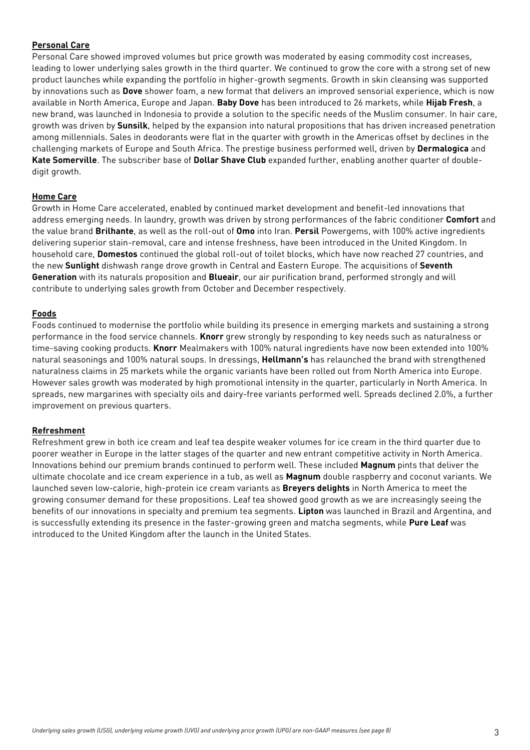## Personal Care

Personal Care showed improved volumes but price growth was moderated by easing commodity cost increases, leading to lower underlying sales growth in the third quarter. We continued to grow the core with a strong set of new product launches while expanding the portfolio in higher-growth segments. Growth in skin cleansing was supported by innovations such as **Dove** shower foam, a new format that delivers an improved sensorial experience, which is now available in North America, Europe and Japan. **Baby Dove** has been introduced to 26 markets, while **Hijab Fresh**, a new brand, was launched in Indonesia to provide a solution to the specific needs of the Muslim consumer. In hair care, growth was driven by **Sunsilk**, helped by the expansion into natural propositions that has driven increased penetration among millennials. Sales in deodorants were flat in the quarter with growth in the Americas offset by declines in the challenging markets of Europe and South Africa. The prestige business performed well, driven by **Dermalogica** and **Kate Somerville**. The subscriber base of **Dollar Shave Club** expanded further, enabling another quarter of double-digit growth.

## Home Care

Growth in Home Care accelerated, enabled by continued market development and benefit-led innovations that address emerging needs. In laundry, growth was driven by strong performances of the fabric conditioner **Comfort** and the value brand **Brilhante**, as well as the roll-out of **Omo** into Iran. **Persil** Powergems, with 100% active ingredients delivering superior stain-removal, care and intense freshness, have been introduced in the United Kingdom. In household care, **Domestos** continued the global roll-out of toilet blocks, which have now reached 27 countries, and the new **Sunlight** dishwash range drove growth in Central and Eastern Europe. The acquisitions of **Seventh Generation** with its naturals proposition and **Blueair**, our air purification brand, performed strongly and will contribute to underlying sales growth from October and December respectively.

## Foods

Foods continued to modernise the portfolio while building its presence in emerging markets and sustaining a strong performance in the food service channels. **Knorr** grew strongly by responding to key needs such as naturalness or time-saving cooking products. **Knorr** Mealmakers with 100% natural ingredients have now been extended into 100% natural seasonings and 100% natural soups. In dressings, **Hellmann's** has relaunched the brand with strengthened naturalness claims in 25 markets while the organic variants have been rolled out from North America into Europe. However sales growth was moderated by high promotional intensity in the quarter, particularly in North America. In spreads, new margarines with specialty oils and dairy-free variants performed well. Spreads declined 2.0%, a further improvement on previous quarters.

## Refreshment

Refreshment grew in both ice cream and leaf tea despite weaker volumes for ice cream in the third quarter due to poorer weather in Europe in the latter stages of the quarter and new entrant competitive activity in North America. Innovations behind our premium brands continued to perform well. These included **Magnum** pints that deliver the ultimate chocolate and ice cream experience in a tub, as well as **Magnum** double raspberry and coconut variants. We launched seven low-calorie, high-protein ice cream variants as **Breyers delights** in North America to meet the growing consumer demand for these propositions. Leaf tea showed good growth as we are increasingly seeing the benefits of our innovations in specialty and premium tea segments. **Lipton** was launched in Brazil and Argentina, and is successfully extending its presence in the faster-growing green and matcha segments, while **Pure Leaf** was introduced to the United Kingdom after the launch in the United States.

*Underlying sales growth (USG), underlying volume growth (UVG) and underlying price growth (UPG) are non-GAAP measures (see page 8)*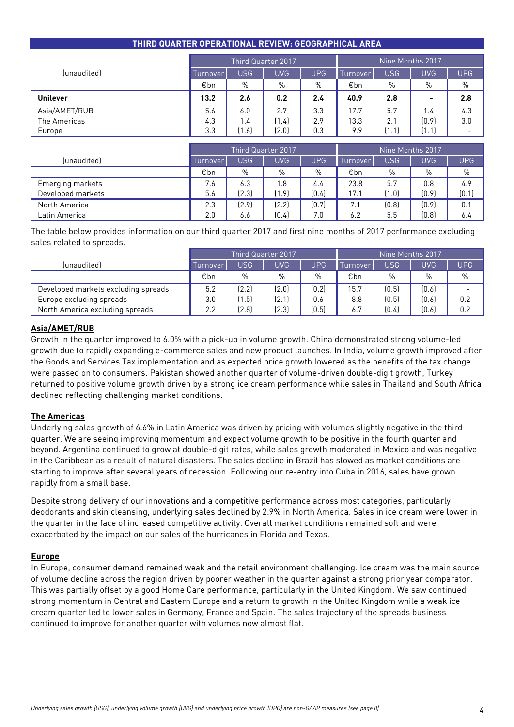## THIRD QUARTER OPERATIONAL REVIEW: GEOGRAPHICAL AREA

| (unaudited) | Third Quarter 2017 | | | | Nine Months 2017 | | | |
|---|---|---|---|---|---|---|---|---|
| | Turnover | USG | UVG | UPG | Turnover | USG | UVG | UPG |
| | €bn | % | % | % | €bn | % | % | % |
| **Unilever** | **13.2** | **2.6** | **0.2** | **2.4** | **40.9** | **2.8** | **-** | **2.8** |
| Asia/AMET/RUB | 5.6 | 6.0 | 2.7 | 3.3 | 17.7 | 5.7 | 1.4 | 4.3 |
| The Americas | 4.3 | 1.4 | (1.4) | 2.9 | 13.3 | 2.1 | (0.9) | 3.0 |
| Europe | 3.3 | (1.6) | (2.0) | 0.3 | 9.9 | (1.1) | (1.1) | - |

| (unaudited) | Third Quarter 2017 | | | | Nine Months 2017 | | | |
|---|---|---|---|---|---|---|---|---|
| | Turnover | USG | UVG | UPG | Turnover | USG | UVG | UPG |
| | €bn | % | % | % | €bn | % | % | % |
| Emerging markets | 7.6 | 6.3 | 1.8 | 4.4 | 23.8 | 5.7 | 0.8 | 4.9 |
| Developed markets | 5.6 | (2.3) | (1.9) | (0.4) | 17.1 | (1.0) | (0.9) | (0.1) |
| North America | 2.3 | (2.9) | (2.2) | (0.7) | 7.1 | (0.8) | (0.9) | 0.1 |
| Latin America | 2.0 | 6.6 | (0.4) | 7.0 | 6.2 | 5.5 | (0.8) | 6.4 |

The table below provides information on our third quarter 2017 and first nine months of 2017 performance excluding sales related to spreads.

| (unaudited) | Third Quarter 2017 | | | | Nine Months 2017 | | | |
|---|---|---|---|---|---|---|---|---|
| | Turnover | USG | UVG | UPG | Turnover | USG | UVG | UPG |
| | €bn | % | % | % | €bn | % | % | % |
| Developed markets excluding spreads | 5.2 | (2.2) | (2.0) | (0.2) | 15.7 | (0.5) | (0.6) | - |
| Europe excluding spreads | 3.0 | (1.5) | (2.1) | 0.6 | 8.8 | (0.5) | (0.6) | 0.2 |
| North America excluding spreads | 2.2 | (2.8) | (2.3) | (0.5) | 6.7 | (0.4) | (0.6) | 0.2 |

### Asia/AMET/RUB

Growth in the quarter improved to 6.0% with a pick-up in volume growth. China demonstrated strong volume-led growth due to rapidly expanding e-commerce sales and new product launches. In India, volume growth improved after the Goods and Services Tax implementation and as expected price growth lowered as the benefits of the tax change were passed on to consumers. Pakistan showed another quarter of volume-driven double-digit growth, Turkey returned to positive volume growth driven by a strong ice cream performance while sales in Thailand and South Africa declined reflecting challenging market conditions.

### The Americas

Underlying sales growth of 6.6% in Latin America was driven by pricing with volumes slightly negative in the third quarter. We are seeing improving momentum and expect volume growth to be positive in the fourth quarter and beyond. Argentina continued to grow at double-digit rates, while sales growth moderated in Mexico and was negative in the Caribbean as a result of natural disasters. The sales decline in Brazil has slowed as market conditions are starting to improve after several years of recession. Following our re-entry into Cuba in 2016, sales have grown rapidly from a small base.

Despite strong delivery of our innovations and a competitive performance across most categories, particularly deodorants and skin cleansing, underlying sales declined by 2.9% in North America. Sales in ice cream were lower in the quarter in the face of increased competitive activity. Overall market conditions remained soft and were exacerbated by the impact on our sales of the hurricanes in Florida and Texas.

### Europe

In Europe, consumer demand remained weak and the retail environment challenging. Ice cream was the main source of volume decline across the region driven by poorer weather in the quarter against a strong prior year comparator. This was partially offset by a good Home Care performance, particularly in the United Kingdom. We saw continued strong momentum in Central and Eastern Europe and a return to growth in the United Kingdom while a weak ice cream quarter led to lower sales in Germany, France and Spain. The sales trajectory of the spreads business continued to improve for another quarter with volumes now almost flat.

*Underlying sales growth (USG), underlying volume growth (UVG) and underlying price growth (UPG) are non-GAAP measures (see page 8)*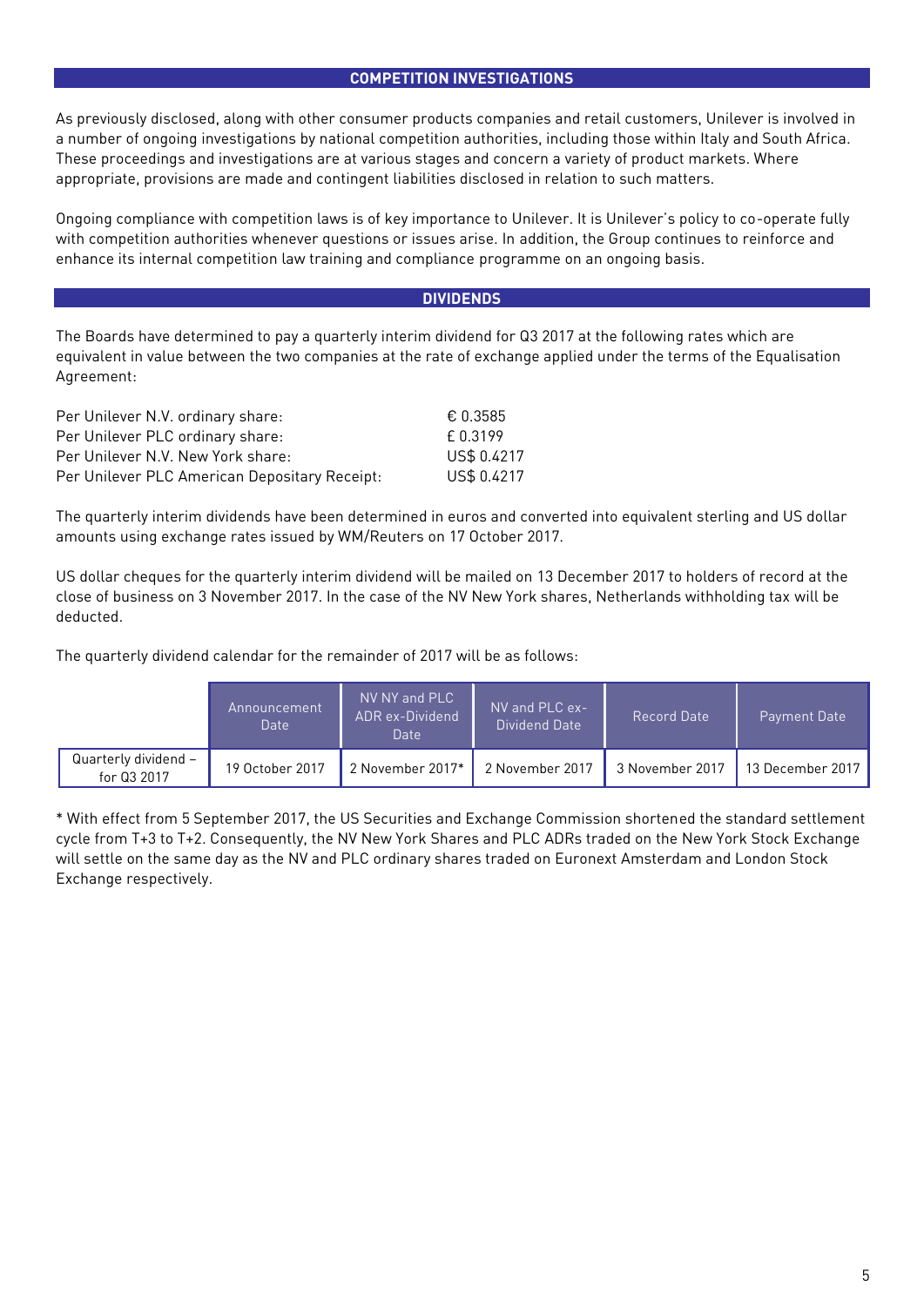## COMPETITION INVESTIGATIONS

As previously disclosed, along with other consumer products companies and retail customers, Unilever is involved in a number of ongoing investigations by national competition authorities, including those within Italy and South Africa. These proceedings and investigations are at various stages and concern a variety of product markets. Where appropriate, provisions are made and contingent liabilities disclosed in relation to such matters.

Ongoing compliance with competition laws is of key importance to Unilever. It is Unilever's policy to co-operate fully with competition authorities whenever questions or issues arise. In addition, the Group continues to reinforce and enhance its internal competition law training and compliance programme on an ongoing basis.

## DIVIDENDS

The Boards have determined to pay a quarterly interim dividend for Q3 2017 at the following rates which are equivalent in value between the two companies at the rate of exchange applied under the terms of the Equalisation Agreement:

| | |
|---|---|
| Per Unilever N.V. ordinary share: | € 0.3585 |
| Per Unilever PLC ordinary share: | £ 0.3199 |
| Per Unilever N.V. New York share: | US$ 0.4217 |
| Per Unilever PLC American Depositary Receipt: | US$ 0.4217 |

The quarterly interim dividends have been determined in euros and converted into equivalent sterling and US dollar amounts using exchange rates issued by WM/Reuters on 17 October 2017.

US dollar cheques for the quarterly interim dividend will be mailed on 13 December 2017 to holders of record at the close of business on 3 November 2017. In the case of the NV New York shares, Netherlands withholding tax will be deducted.

The quarterly dividend calendar for the remainder of 2017 will be as follows:

| | Announcement Date | NV NY and PLC ADR ex-Dividend Date | NV and PLC ex-Dividend Date | Record Date | Payment Date |
|---|---|---|---|---|---|
| Quarterly dividend – for Q3 2017 | 19 October 2017 | 2 November 2017* | 2 November 2017 | 3 November 2017 | 13 December 2017 |

* With effect from 5 September 2017, the US Securities and Exchange Commission shortened the standard settlement cycle from T+3 to T+2. Consequently, the NV New York Shares and PLC ADRs traded on the New York Stock Exchange will settle on the same day as the NV and PLC ordinary shares traded on Euronext Amsterdam and London Stock Exchange respectively.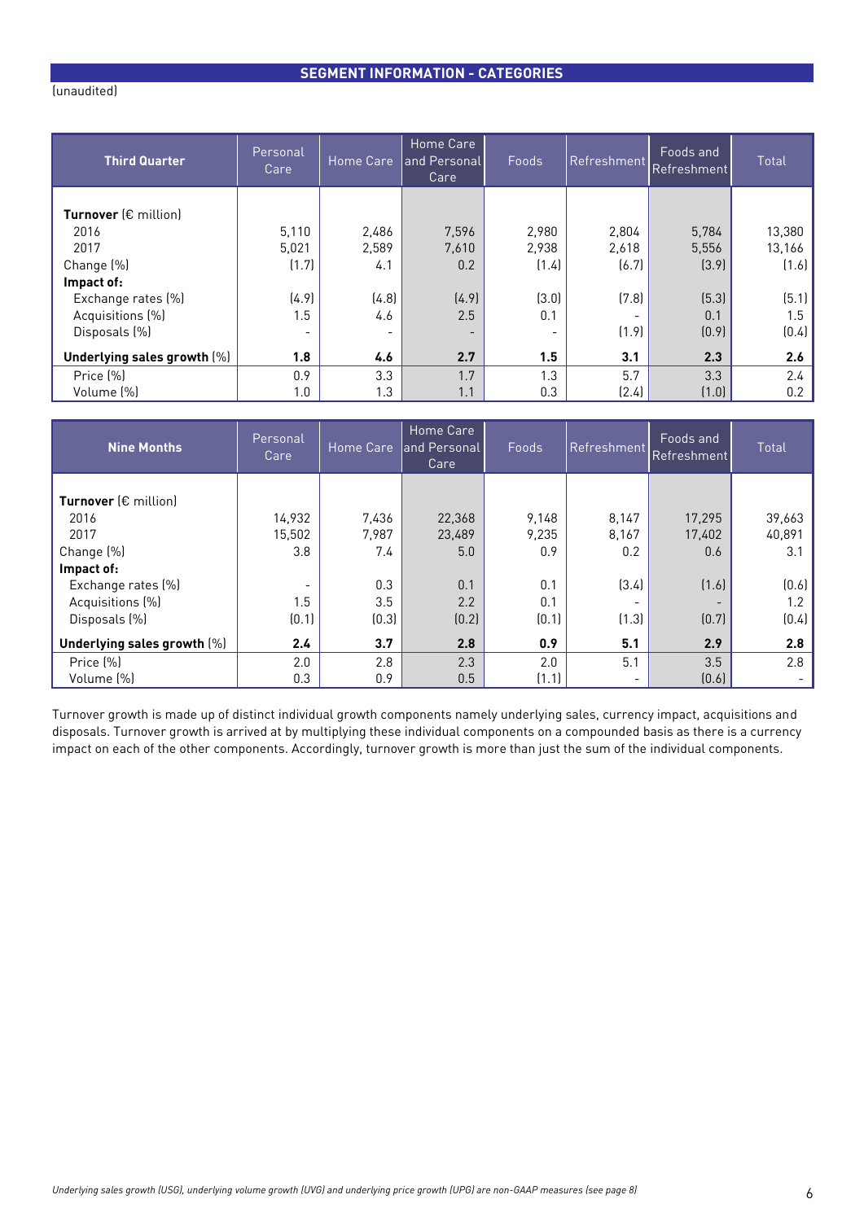## SEGMENT INFORMATION - CATEGORIES

(unaudited)

| Third Quarter | Personal Care | Home Care | Home Care and Personal Care | Foods | Refreshment | Foods and Refreshment | Total |
|---|---|---|---|---|---|---|---|
| **Turnover** (€ million) | | | | | | | |
| 2016 | 5,110 | 2,486 | 7,596 | 2,980 | 2,804 | 5,784 | 13,380 |
| 2017 | 5,021 | 2,589 | 7,610 | 2,938 | 2,618 | 5,556 | 13,166 |
| Change (%) | (1.7) | 4.1 | 0.2 | (1.4) | (6.7) | (3.9) | (1.6) |
| **Impact of:** | | | | | | | |
| Exchange rates (%) | (4.9) | (4.8) | (4.9) | (3.0) | (7.8) | (5.3) | (5.1) |
| Acquisitions (%) | 1.5 | 4.6 | 2.5 | 0.1 | - | 0.1 | 1.5 |
| Disposals (%) | - | - | - | - | (1.9) | (0.9) | (0.4) |
| **Underlying sales growth** (%) | **1.8** | **4.6** | **2.7** | **1.5** | **3.1** | **2.3** | **2.6** |
| Price (%) | 0.9 | 3.3 | 1.7 | 1.3 | 5.7 | 3.3 | 2.4 |
| Volume (%) | 1.0 | 1.3 | 1.1 | 0.3 | (2.4) | (1.0) | 0.2 |

| Nine Months | Personal Care | Home Care | Home Care and Personal Care | Foods | Refreshment | Foods and Refreshment | Total |
|---|---|---|---|---|---|---|---|
| **Turnover** (€ million) | | | | | | | |
| 2016 | 14,932 | 7,436 | 22,368 | 9,148 | 8,147 | 17,295 | 39,663 |
| 2017 | 15,502 | 7,987 | 23,489 | 9,235 | 8,167 | 17,402 | 40,891 |
| Change (%) | 3.8 | 7.4 | 5.0 | 0.9 | 0.2 | 0.6 | 3.1 |
| **Impact of:** | | | | | | | |
| Exchange rates (%) | - | 0.3 | 0.1 | 0.1 | (3.4) | (1.6) | (0.6) |
| Acquisitions (%) | 1.5 | 3.5 | 2.2 | 0.1 | - | - | 1.2 |
| Disposals (%) | (0.1) | (0.3) | (0.2) | (0.1) | (1.3) | (0.7) | (0.4) |
| **Underlying sales growth** (%) | **2.4** | **3.7** | **2.8** | **0.9** | **5.1** | **2.9** | **2.8** |
| Price (%) | 2.0 | 2.8 | 2.3 | 2.0 | 5.1 | 3.5 | 2.8 |
| Volume (%) | 0.3 | 0.9 | 0.5 | (1.1) | - | (0.6) | - |

Turnover growth is made up of distinct individual growth components namely underlying sales, currency impact, acquisitions and disposals. Turnover growth is arrived at by multiplying these individual components on a compounded basis as there is a currency impact on each of the other components. Accordingly, turnover growth is more than just the sum of the individual components.

*Underlying sales growth (USG), underlying volume growth (UVG) and underlying price growth (UPG) are non-GAAP measures (see page 8)*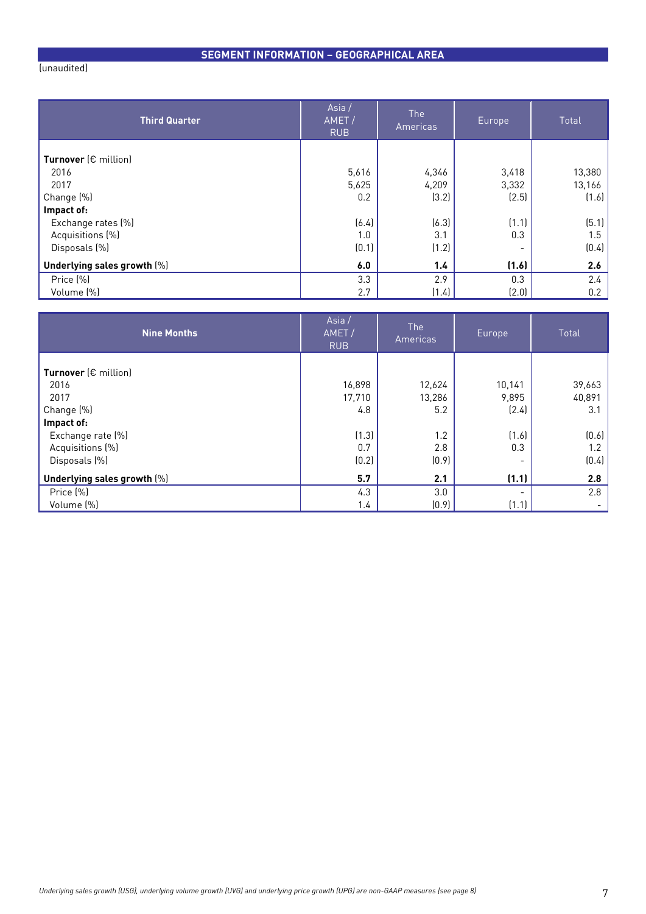## SEGMENT INFORMATION – GEOGRAPHICAL AREA

(unaudited)

| **Third Quarter** | Asia / AMET / RUB | The Americas | Europe | Total |
|---|---|---|---|---|
| **Turnover** (€ million) | | | | |
| 2016 | 5,616 | 4,346 | 3,418 | 13,380 |
| 2017 | 5,625 | 4,209 | 3,332 | 13,166 |
| Change (%) | 0.2 | (3.2) | (2.5) | (1.6) |
| **Impact of:** | | | | |
| Exchange rates (%) | (6.4) | (6.3) | (1.1) | (5.1) |
| Acquisitions (%) | 1.0 | 3.1 | 0.3 | 1.5 |
| Disposals (%) | (0.1) | (1.2) | - | (0.4) |
| **Underlying sales growth** (%) | **6.0** | **1.4** | **(1.6)** | **2.6** |
| Price (%) | 3.3 | 2.9 | 0.3 | 2.4 |
| Volume (%) | 2.7 | (1.4) | (2.0) | 0.2 |

| **Nine Months** | Asia / AMET / RUB | The Americas | Europe | Total |
|---|---|---|---|---|
| **Turnover** (€ million) | | | | |
| 2016 | 16,898 | 12,624 | 10,141 | 39,663 |
| 2017 | 17,710 | 13,286 | 9,895 | 40,891 |
| Change (%) | 4.8 | 5.2 | (2.4) | 3.1 |
| **Impact of:** | | | | |
| Exchange rate (%) | (1.3) | 1.2 | (1.6) | (0.6) |
| Acquisitions (%) | 0.7 | 2.8 | 0.3 | 1.2 |
| Disposals (%) | (0.2) | (0.9) | - | (0.4) |
| **Underlying sales growth** (%) | **5.7** | **2.1** | **(1.1)** | **2.8** |
| Price (%) | 4.3 | 3.0 | - | 2.8 |
| Volume (%) | 1.4 | (0.9) | (1.1) | - |

*Underlying sales growth (USG), underlying volume growth (UVG) and underlying price growth (UPG) are non-GAAP measures (see page 8)*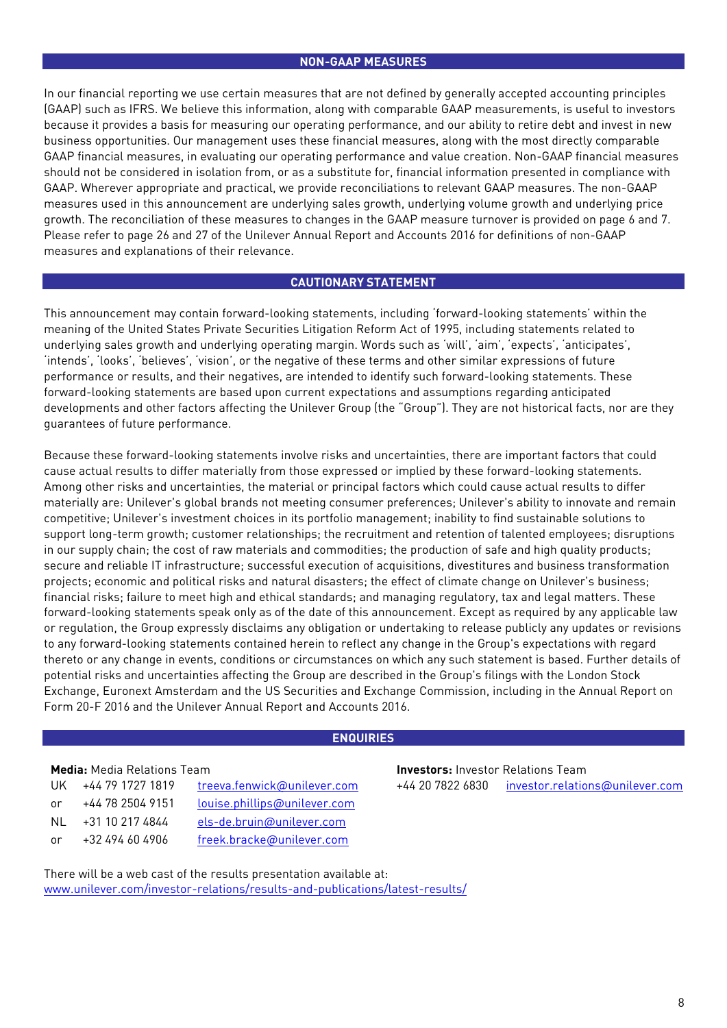## NON-GAAP MEASURES

In our financial reporting we use certain measures that are not defined by generally accepted accounting principles (GAAP) such as IFRS. We believe this information, along with comparable GAAP measurements, is useful to investors because it provides a basis for measuring our operating performance, and our ability to retire debt and invest in new business opportunities. Our management uses these financial measures, along with the most directly comparable GAAP financial measures, in evaluating our operating performance and value creation. Non-GAAP financial measures should not be considered in isolation from, or as a substitute for, financial information presented in compliance with GAAP. Wherever appropriate and practical, we provide reconciliations to relevant GAAP measures. The non-GAAP measures used in this announcement are underlying sales growth, underlying volume growth and underlying price growth. The reconciliation of these measures to changes in the GAAP measure turnover is provided on page 6 and 7. Please refer to page 26 and 27 of the Unilever Annual Report and Accounts 2016 for definitions of non-GAAP measures and explanations of their relevance.

## CAUTIONARY STATEMENT

This announcement may contain forward-looking statements, including 'forward-looking statements' within the meaning of the United States Private Securities Litigation Reform Act of 1995, including statements related to underlying sales growth and underlying operating margin. Words such as 'will', 'aim', 'expects', 'anticipates', 'intends', 'looks', 'believes', 'vision', or the negative of these terms and other similar expressions of future performance or results, and their negatives, are intended to identify such forward-looking statements. These forward-looking statements are based upon current expectations and assumptions regarding anticipated developments and other factors affecting the Unilever Group (the "Group"). They are not historical facts, nor are they guarantees of future performance.

Because these forward-looking statements involve risks and uncertainties, there are important factors that could cause actual results to differ materially from those expressed or implied by these forward-looking statements. Among other risks and uncertainties, the material or principal factors which could cause actual results to differ materially are: Unilever's global brands not meeting consumer preferences; Unilever's ability to innovate and remain competitive; Unilever's investment choices in its portfolio management; inability to find sustainable solutions to support long-term growth; customer relationships; the recruitment and retention of talented employees; disruptions in our supply chain; the cost of raw materials and commodities; the production of safe and high quality products; secure and reliable IT infrastructure; successful execution of acquisitions, divestitures and business transformation projects; economic and political risks and natural disasters; the effect of climate change on Unilever's business; financial risks; failure to meet high and ethical standards; and managing regulatory, tax and legal matters. These forward-looking statements speak only as of the date of this announcement. Except as required by any applicable law or regulation, the Group expressly disclaims any obligation or undertaking to release publicly any updates or revisions to any forward-looking statements contained herein to reflect any change in the Group's expectations with regard thereto or any change in events, conditions or circumstances on which any such statement is based. Further details of potential risks and uncertainties affecting the Group are described in the Group's filings with the London Stock Exchange, Euronext Amsterdam and the US Securities and Exchange Commission, including in the Annual Report on Form 20-F 2016 and the Unilever Annual Report and Accounts 2016.

## ENQUIRIES

**Media:** Media Relations Team

| | | |
|---|---|---|
| UK | +44 79 1727 1819 | treeva.fenwick@unilever.com |
| or | +44 78 2504 9151 | louise.phillips@unilever.com |
| NL | +31 10 217 4844 | els-de.bruin@unilever.com |
| or | +32 494 60 4906 | freek.bracke@unilever.com |

**Investors:** Investor Relations Team

+44 20 7822 6830 investor.relations@unilever.com

There will be a web cast of the results presentation available at:
www.unilever.com/investor-relations/results-and-publications/latest-results/